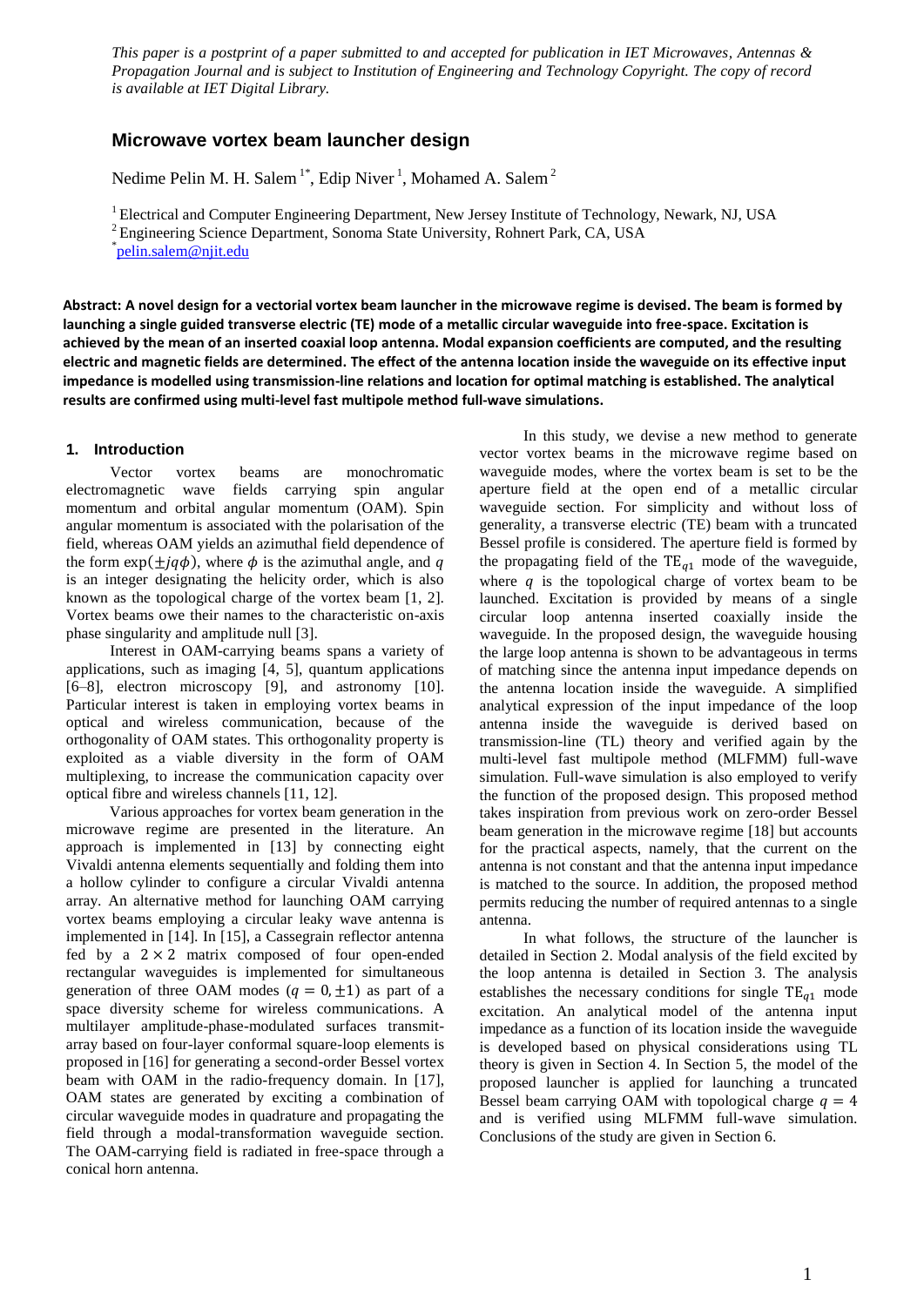*This paper is a postprint of a paper submitted to and accepted for publication in IET Microwaves, Antennas & Propagation Journal and is subject to Institution of Engineering and Technology Copyright. The copy of record is available at IET Digital Library.*

# Microwave vortex beam launcher design

Nedime Pelin M. H. Salem [1*], Edip Niver [1], Mohamed A. Salem [2]

[1] Electrical and Computer Engineering Department, New Jersey Institute of Technology, Newark, NJ, USA
[2] Engineering Science Department, Sonoma State University, Rohnert Park, CA, USA
[*] pelin.salem@njit.edu

**Abstract: A novel design for a vectorial vortex beam launcher in the microwave regime is devised. The beam is formed by launching a single guided transverse electric (TE) mode of a metallic circular waveguide into free-space. Excitation is achieved by the mean of an inserted coaxial loop antenna. Modal expansion coefficients are computed, and the resulting electric and magnetic fields are determined. The effect of the antenna location inside the waveguide on its effective input impedance is modelled using transmission-line relations and location for optimal matching is established. The analytical results are confirmed using multi-level fast multipole method full-wave simulations.**

## 1. Introduction

Vector vortex beams are monochromatic electromagnetic wave fields carrying spin angular momentum and orbital angular momentum (OAM). Spin angular momentum is associated with the polarisation of the field, whereas OAM yields an azimuthal field dependence of the form $\exp(\pm jq\phi)$, where $\phi$ is the azimuthal angle, and $q$ is an integer designating the helicity order, which is also known as the topological charge of the vortex beam [1, 2]. Vortex beams owe their names to the characteristic on-axis phase singularity and amplitude null [3].

Interest in OAM-carrying beams spans a variety of applications, such as imaging [4, 5], quantum applications [6–8], electron microscopy [9], and astronomy [10]. Particular interest is taken in employing vortex beams in optical and wireless communication, because of the orthogonality of OAM states. This orthogonality property is exploited as a viable diversity in the form of OAM multiplexing, to increase the communication capacity over optical fibre and wireless channels [11, 12].

Various approaches for vortex beam generation in the microwave regime are presented in the literature. An approach is implemented in [13] by connecting eight Vivaldi antenna elements sequentially and folding them into a hollow cylinder to configure a circular Vivaldi antenna array. An alternative method for launching OAM carrying vortex beams employing a circular leaky wave antenna is implemented in [14]. In [15], a Cassegrain reflector antenna fed by a $2 \times 2$ matrix composed of four open-ended rectangular waveguides is implemented for simultaneous generation of three OAM modes ($q = 0, \pm 1$) as part of a space diversity scheme for wireless communications. A multilayer amplitude-phase-modulated surfaces transmit-array based on four-layer conformal square-loop elements is proposed in [16] for generating a second-order Bessel vortex beam with OAM in the radio-frequency domain. In [17], OAM states are generated by exciting a combination of circular waveguide modes in quadrature and propagating the field through a modal-transformation waveguide section. The OAM-carrying field is radiated in free-space through a conical horn antenna.

In this study, we devise a new method to generate vector vortex beams in the microwave regime based on waveguide modes, where the vortex beam is set to be the aperture field at the open end of a metallic circular waveguide section. For simplicity and without loss of generality, a transverse electric (TE) beam with a truncated Bessel profile is considered. The aperture field is formed by the propagating field of the $\mathrm{TE}_{q1}$ mode of the waveguide, where $q$ is the topological charge of vortex beam to be launched. Excitation is provided by means of a single circular loop antenna inserted coaxially inside the waveguide. In the proposed design, the waveguide housing the large loop antenna is shown to be advantageous in terms of matching since the antenna input impedance depends on the antenna location inside the waveguide. A simplified analytical expression of the input impedance of the loop antenna inside the waveguide is derived based on transmission-line (TL) theory and verified again by the multi-level fast multipole method (MLFMM) full-wave simulation. Full-wave simulation is also employed to verify the function of the proposed design. This proposed method takes inspiration from previous work on zero-order Bessel beam generation in the microwave regime [18] but accounts for the practical aspects, namely, that the current on the antenna is not constant and that the antenna input impedance is matched to the source. In addition, the proposed method permits reducing the number of required antennas to a single antenna.

In what follows, the structure of the launcher is detailed in Section 2. Modal analysis of the field excited by the loop antenna is detailed in Section 3. The analysis establishes the necessary conditions for single $\mathrm{TE}_{q1}$ mode excitation. An analytical model of the antenna input impedance as a function of its location inside the waveguide is developed based on physical considerations using TL theory is given in Section 4. In Section 5, the model of the proposed launcher is applied for launching a truncated Bessel beam carrying OAM with topological charge $q = 4$ and is verified using MLFMM full-wave simulation. Conclusions of the study are given in Section 6.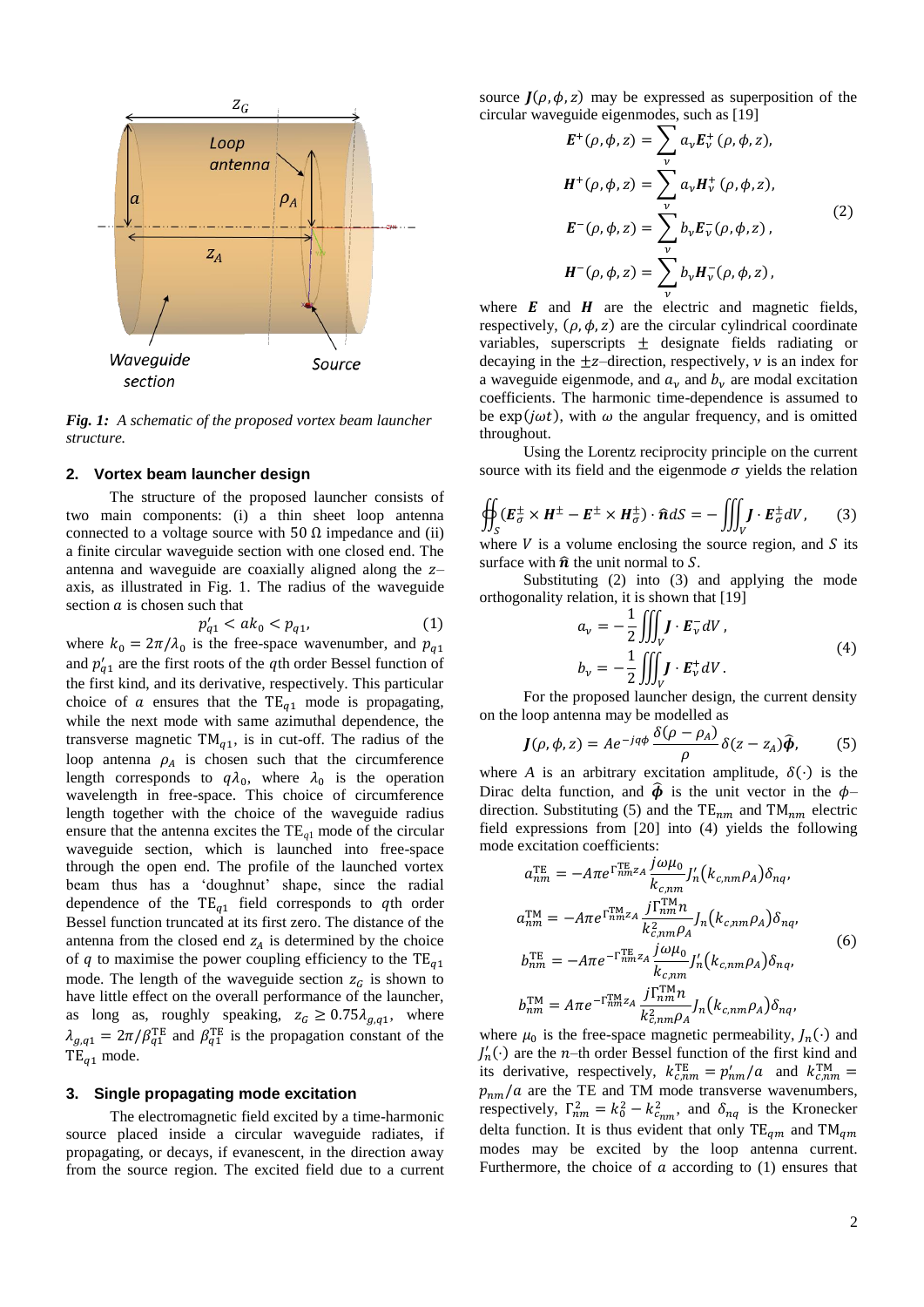*Fig. 1: A schematic of the proposed vortex beam launcher structure.*

## 2. Vortex beam launcher design

The structure of the proposed launcher consists of two main components: (i) a thin sheet loop antenna connected to a voltage source with 50 Ω impedance and (ii) a finite circular waveguide section with one closed end. The antenna and waveguide are coaxially aligned along the $z$–axis, as illustrated in Fig. 1. The radius of the waveguide section $a$ is chosen such that

$$p'_{q1} < ak_0 < p_{q1}, \tag{1}$$

where $k_0 = 2\pi/\lambda_0$ is the free-space wavenumber, and $p_{q1}$ and $p'_{q1}$ are the first roots of the $q$th order Bessel function of the first kind, and its derivative, respectively. This particular choice of $a$ ensures that the $\mathrm{TE}_{q1}$ mode is propagating, while the next mode with same azimuthal dependence, the transverse magnetic $\mathrm{TM}_{q1}$, is in cut-off. The radius of the loop antenna $\rho_A$ is chosen such that the circumference length corresponds to $q\lambda_0$, where $\lambda_0$ is the operation wavelength in free-space. This choice of circumference length together with the choice of the waveguide radius ensure that the antenna excites the $\mathrm{TE}_{q1}$ mode of the circular waveguide section, which is launched into free-space through the open end. The profile of the launched vortex beam thus has a 'doughnut' shape, since the radial dependence of the $\mathrm{TE}_{q1}$ field corresponds to $q$th order Bessel function truncated at its first zero. The distance of the antenna from the closed end $z_A$ is determined by the choice of $q$ to maximise the power coupling efficiency to the $\mathrm{TE}_{q1}$ mode. The length of the waveguide section $z_G$ is shown to have little effect on the overall performance of the launcher, as long as, roughly speaking, $z_G \geq 0.75\lambda_{g,q1}$, where $\lambda_{g,q1} = 2\pi/\beta_{q1}^{\mathrm{TE}}$ and $\beta_{q1}^{\mathrm{TE}}$ is the propagation constant of the $\mathrm{TE}_{q1}$ mode.

## 3. Single propagating mode excitation

The electromagnetic field excited by a time-harmonic source placed inside a circular waveguide radiates, if propagating, or decays, if evanescent, in the direction away from the source region. The excited field due to a current source $\boldsymbol{J}(\rho, \phi, z)$ may be expressed as superposition of the circular waveguide eigenmodes, such as [19]

$$
\begin{aligned}
\boldsymbol{E}^{+}(\rho, \phi, z) &= \sum_{\nu} a_{\nu} \boldsymbol{E}_{\nu}^{+}(\rho, \phi, z), \\
\boldsymbol{H}^{+}(\rho, \phi, z) &= \sum_{\nu} a_{\nu} \boldsymbol{H}_{\nu}^{+}(\rho, \phi, z), \\
\boldsymbol{E}^{-}(\rho, \phi, z) &= \sum_{\nu} b_{\nu} \boldsymbol{E}_{\nu}^{-}(\rho, \phi, z), \\
\boldsymbol{H}^{-}(\rho, \phi, z) &= \sum_{\nu} b_{\nu} \boldsymbol{H}_{\nu}^{-}(\rho, \phi, z),
\end{aligned}
\tag{2}
$$

where $\boldsymbol{E}$ and $\boldsymbol{H}$ are the electric and magnetic fields, respectively, $(\rho, \phi, z)$ are the circular cylindrical coordinate variables, superscripts $\pm$ designate fields radiating or decaying in the $\pm z$–direction, respectively, $\nu$ is an index for a waveguide eigenmode, and $a_\nu$ and $b_\nu$ are modal excitation coefficients. The harmonic time-dependence is assumed to be $\exp(j\omega t)$, with $\omega$ the angular frequency, and is omitted throughout.

Using the Lorentz reciprocity principle on the current source with its field and the eigenmode $\sigma$ yields the relation

$$\oiint_S \left(\boldsymbol{E}_{\sigma}^{\pm} \times \boldsymbol{H}^{\pm} - \boldsymbol{E}^{\pm} \times \boldsymbol{H}_{\sigma}^{\pm}\right) \cdot \hat{\boldsymbol{n}} dS = -\iiint_V \boldsymbol{J} \cdot \boldsymbol{E}_{\sigma}^{\pm} dV, \tag{3}$$

where $V$ is a volume enclosing the source region, and $S$ its surface with $\hat{\boldsymbol{n}}$ the unit normal to $S$.

Substituting (2) into (3) and applying the mode orthogonality relation, it is shown that [19]

$$
\begin{aligned}
a_{\nu} &= -\frac{1}{2} \iiint_V \boldsymbol{J} \cdot \boldsymbol{E}_{\nu}^{-} dV, \\
b_{\nu} &= -\frac{1}{2} \iiint_V \boldsymbol{J} \cdot \boldsymbol{E}_{\nu}^{+} dV.
\end{aligned}
\tag{4}
$$

For the proposed launcher design, the current density on the loop antenna may be modelled as

$$\boldsymbol{J}(\rho, \phi, z) = Ae^{-jq\phi} \frac{\delta(\rho - \rho_A)}{\rho} \delta(z - z_A) \hat{\boldsymbol{\phi}}, \tag{5}$$

where $A$ is an arbitrary excitation amplitude, $\delta(\cdot)$ is the Dirac delta function, and $\hat{\boldsymbol{\phi}}$ is the unit vector in the $\phi$–direction. Substituting (5) and the $\mathrm{TE}_{nm}$ and $\mathrm{TM}_{nm}$ electric field expressions from [20] into (4) yields the following mode excitation coefficients:

$$
\begin{aligned}
a_{nm}^{\mathrm{TE}} &= -A\pi e^{\Gamma_{nm}^{\mathrm{TE}} z_A} \frac{j\omega\mu_0}{k_{c,nm}} J'_n(k_{c,nm}\rho_A)\delta_{nq}, \\
a_{nm}^{\mathrm{TM}} &= -A\pi e^{\Gamma_{nm}^{\mathrm{TM}} z_A} \frac{j\Gamma_{nm}^{\mathrm{TM}} n}{k_{c,nm}^2 \rho_A} J_n(k_{c,nm}\rho_A)\delta_{nq}, \\
b_{nm}^{\mathrm{TE}} &= -A\pi e^{-\Gamma_{nm}^{\mathrm{TE}} z_A} \frac{j\omega\mu_0}{k_{c,nm}} J'_n(k_{c,nm}\rho_A)\delta_{nq}, \\
b_{nm}^{\mathrm{TM}} &= A\pi e^{-\Gamma_{nm}^{\mathrm{TM}} z_A} \frac{j\Gamma_{nm}^{\mathrm{TM}} n}{k_{c,nm}^2 \rho_A} J_n(k_{c,nm}\rho_A)\delta_{nq},
\end{aligned}
\tag{6}
$$

where $\mu_0$ is the free-space magnetic permeability, $J_n(\cdot)$ and $J'_n(\cdot)$ are the $n$–th order Bessel function of the first kind and its derivative, respectively, $k_{c,nm}^{\mathrm{TE}} = p'_{nm}/a$ and $k_{c,nm}^{\mathrm{TM}} = p_{nm}/a$ are the TE and TM mode transverse wavenumbers, respectively, $\Gamma_{nm}^2 = k_0^2 - k_{c_{nm}}^2$, and $\delta_{nq}$ is the Kronecker delta function. It is thus evident that only $\mathrm{TE}_{qm}$ and $\mathrm{TM}_{qm}$ modes may be excited by the loop antenna current. Furthermore, the choice of $a$ according to (1) ensures that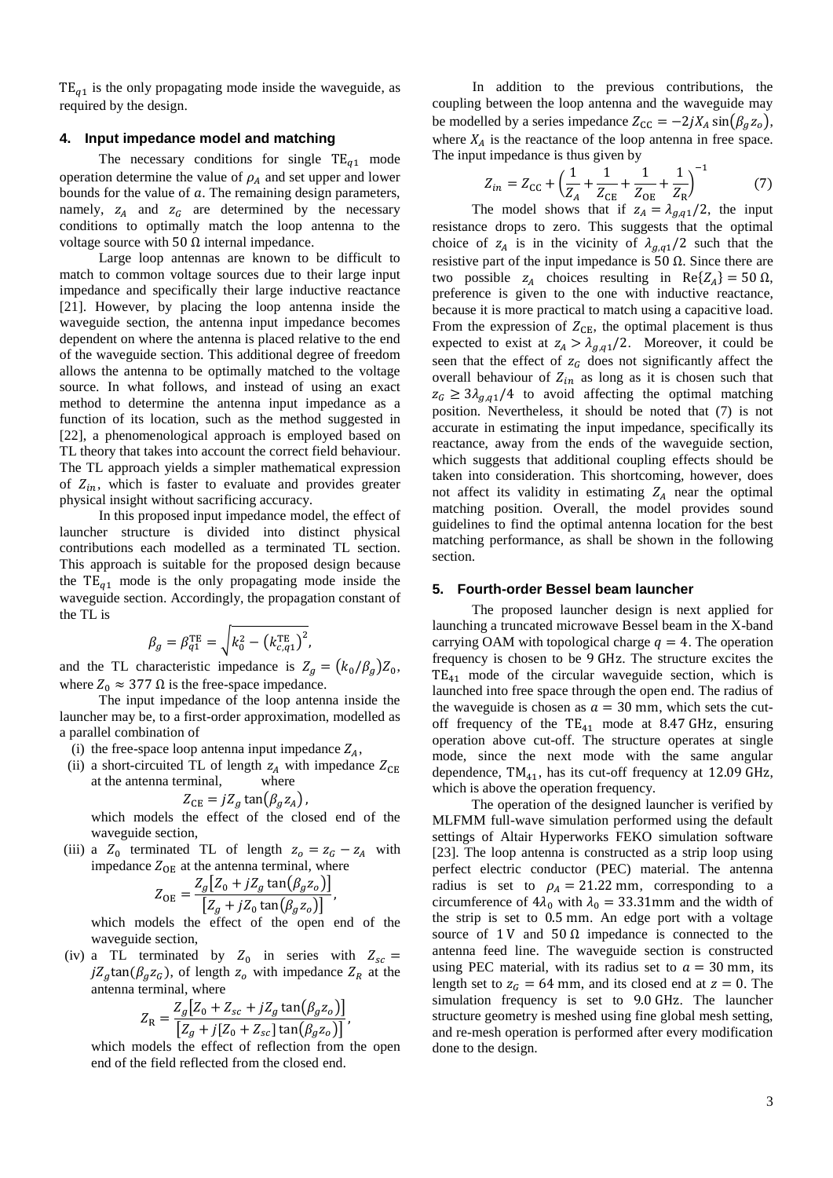$\mathrm{TE}_{q1}$ is the only propagating mode inside the waveguide, as required by the design.

## 4. Input impedance model and matching

The necessary conditions for single $\mathrm{TE}_{q1}$ mode operation determine the value of $\rho_A$ and set upper and lower bounds for the value of $a$. The remaining design parameters, namely, $z_A$ and $z_G$ are determined by the necessary conditions to optimally match the loop antenna to the voltage source with 50 Ω internal impedance.

Large loop antennas are known to be difficult to match to common voltage sources due to their large input impedance and specifically their large inductive reactance [21]. However, by placing the loop antenna inside the waveguide section, the antenna input impedance becomes dependent on where the antenna is placed relative to the end of the waveguide section. This additional degree of freedom allows the antenna to be optimally matched to the voltage source. In what follows, and instead of using an exact method to determine the antenna input impedance as a function of its location, such as the method suggested in [22], a phenomenological approach is employed based on TL theory that takes into account the correct field behaviour. The TL approach yields a simpler mathematical expression of $Z_{in}$, which is faster to evaluate and provides greater physical insight without sacrificing accuracy.

In this proposed input impedance model, the effect of launcher structure is divided into distinct physical contributions each modelled as a terminated TL section. This approach is suitable for the proposed design because the $\mathrm{TE}_{q1}$ mode is the only propagating mode inside the waveguide section. Accordingly, the propagation constant of the TL is

$$\beta_g = \beta_{q1}^{\mathrm{TE}} = \sqrt{k_0^2 - \left(k_{c,q1}^{\mathrm{TE}}\right)^2},$$

and the TL characteristic impedance is $Z_g = (k_0/\beta_g)Z_0$, where $Z_0 \approx 377\ \Omega$ is the free-space impedance.

The input impedance of the loop antenna inside the launcher may be, to a first-order approximation, modelled as a parallel combination of

(i) the free-space loop antenna input impedance $Z_A$,

(ii) a short-circuited TL of length $z_A$ with impedance $Z_{\mathrm{CE}}$ at the antenna terminal, where

$$Z_{\mathrm{CE}} = jZ_g \tan(\beta_g z_A),$$

which models the effect of the closed end of the waveguide section,

(iii) a $Z_0$ terminated TL of length $z_o = z_G - z_A$ with impedance $Z_{\mathrm{OE}}$ at the antenna terminal, where

$$Z_{\mathrm{OE}} = \frac{Z_g\left[Z_0 + jZ_g \tan(\beta_g z_o)\right]}{\left[Z_g + jZ_0 \tan(\beta_g z_o)\right]},$$

which models the effect of the open end of the waveguide section,

(iv) a TL terminated by $Z_0$ in series with $Z_{sc} = jZ_g \tan(\beta_g z_G)$, of length $z_o$ with impedance $Z_R$ at the antenna terminal, where

$$Z_{\mathrm{R}} = \frac{Z_g\left[Z_0 + Z_{sc} + jZ_g \tan(\beta_g z_o)\right]}{\left[Z_g + j[Z_0 + Z_{sc}] \tan(\beta_g z_o)\right]},$$

which models the effect of reflection from the open end of the field reflected from the closed end.

In addition to the previous contributions, the coupling between the loop antenna and the waveguide may be modelled by a series impedance $Z_{\mathrm{CC}} = -2jX_A \sin(\beta_g z_o)$, where $X_A$ is the reactance of the loop antenna in free space. The input impedance is thus given by

$$Z_{in} = Z_{\mathrm{CC}} + \left(\frac{1}{Z_A} + \frac{1}{Z_{\mathrm{CE}}} + \frac{1}{Z_{\mathrm{OE}}} + \frac{1}{Z_{\mathrm{R}}}\right)^{-1} \tag{7}$$

The model shows that if $z_A = \lambda_{g,q1}/2$, the input resistance drops to zero. This suggests that the optimal choice of $z_A$ is in the vicinity of $\lambda_{g,q1}/2$ such that the resistive part of the input impedance is 50 Ω. Since there are two possible $z_A$ choices resulting in $\mathrm{Re}\{Z_A\} = 50\ \Omega$, preference is given to the one with inductive reactance, because it is more practical to match using a capacitive load. From the expression of $Z_{\mathrm{CE}}$, the optimal placement is thus expected to exist at $z_A > \lambda_{g,q1}/2$. Moreover, it could be seen that the effect of $z_G$ does not significantly affect the overall behaviour of $Z_{in}$ as long as it is chosen such that $z_G \geq 3\lambda_{g,q1}/4$ to avoid affecting the optimal matching position. Nevertheless, it should be noted that (7) is not accurate in estimating the input impedance, specifically its reactance, away from the ends of the waveguide section, which suggests that additional coupling effects should be taken into consideration. This shortcoming, however, does not affect its validity in estimating $Z_A$ near the optimal matching position. Overall, the model provides sound guidelines to find the optimal antenna location for the best matching performance, as shall be shown in the following section.

## 5. Fourth-order Bessel beam launcher

The proposed launcher design is next applied for launching a truncated microwave Bessel beam in the X-band carrying OAM with topological charge $q = 4$. The operation frequency is chosen to be 9 GHz. The structure excites the $\mathrm{TE}_{41}$ mode of the circular waveguide section, which is launched into free space through the open end. The radius of the waveguide is chosen as $a = 30$ mm, which sets the cut-off frequency of the $\mathrm{TE}_{41}$ mode at 8.47 GHz, ensuring operation above cut-off. The structure operates at single mode, since the next mode with the same angular dependence, $\mathrm{TM}_{41}$, has its cut-off frequency at 12.09 GHz, which is above the operation frequency.

The operation of the designed launcher is verified by MLFMM full-wave simulation performed using the default settings of Altair Hyperworks FEKO simulation software [23]. The loop antenna is constructed as a strip loop using perfect electric conductor (PEC) material. The antenna radius is set to $\rho_A = 21.22$ mm, corresponding to a circumference of $4\lambda_0$ with $\lambda_0 = 33.31$mm and the width of the strip is set to 0.5 mm. An edge port with a voltage source of 1 V and 50 Ω impedance is connected to the antenna feed line. The waveguide section is constructed using PEC material, with its radius set to $a = 30$ mm, its length set to $z_G = 64$ mm, and its closed end at $z = 0$. The simulation frequency is set to 9.0 GHz. The launcher structure geometry is meshed using fine global mesh setting, and re-mesh operation is performed after every modification done to the design.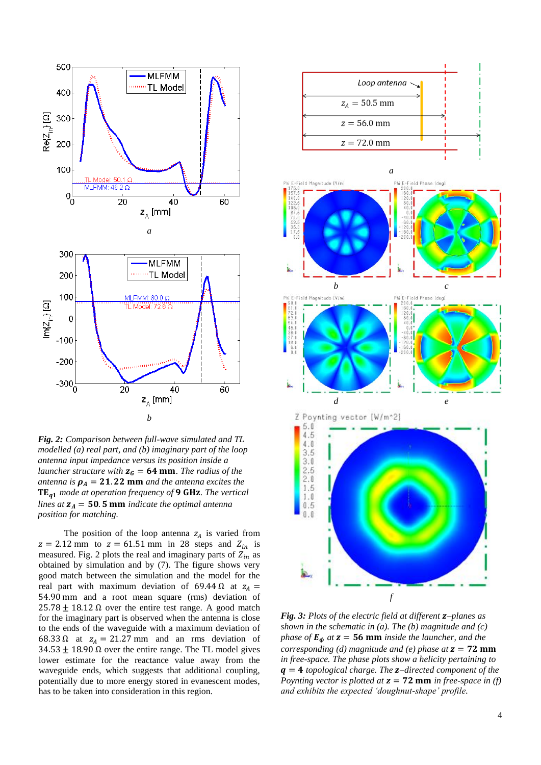*Fig. 2: Comparison between full-wave simulated and TL modelled (a) real part, and (b) imaginary part of the loop antenna input impedance versus its position inside a launcher structure with $\boldsymbol{z_G} = \mathbf{64}$ **mm**. The radius of the antenna is $\boldsymbol{\rho_A} = \mathbf{21.22}$ **mm** and the antenna excites the* $\mathbf{TE_{q1}}$ *mode at operation frequency of* **9 GHz**. *The vertical lines at $\boldsymbol{z_A} = \mathbf{50.5}$ **mm** indicate the optimal antenna position for matching.*

The position of the loop antenna $z_A$ is varied from $z = 2.12$ mm to $z = 61.51$ mm in 28 steps and $Z_{in}$ is measured. Fig. 2 plots the real and imaginary parts of $Z_{in}$ as obtained by simulation and by (7). The figure shows very good match between the simulation and the model for the real part with maximum deviation of $69.44\,\Omega$ at $z_A = 54.90$ mm and a root mean square (rms) deviation of $25.78 \pm 18.12\,\Omega$ over the entire test range. A good match for the imaginary part is observed when the antenna is close to the ends of the waveguide with a maximum deviation of $68.33\,\Omega$ at $z_A = 21.27$ mm and an rms deviation of $34.53 \pm 18.90\,\Omega$ over the entire range. The TL model gives lower estimate for the reactance value away from the waveguide ends, which suggests that additional coupling, potentially due to more energy stored in evanescent modes, has to be taken into consideration in this region.

*Fig. 3: Plots of the electric field at different* $\boldsymbol{z}$*–planes as shown in the schematic in (a). The (b) magnitude and (c) phase of $\boldsymbol{E_\phi}$ at $\boldsymbol{z} = \mathbf{56}$ **mm** inside the launcher, and the corresponding (d) magnitude and (e) phase at $\boldsymbol{z} = \mathbf{72}$ **mm** in free-space. The phase plots show a helicity pertaining to $\boldsymbol{q} = \mathbf{4}$ topological charge. The* $\boldsymbol{z}$*–directed component of the Poynting vector is plotted at $\boldsymbol{z} = \mathbf{72}$ **mm** in free-space in (f) and exhibits the expected 'doughnut-shape' profile.*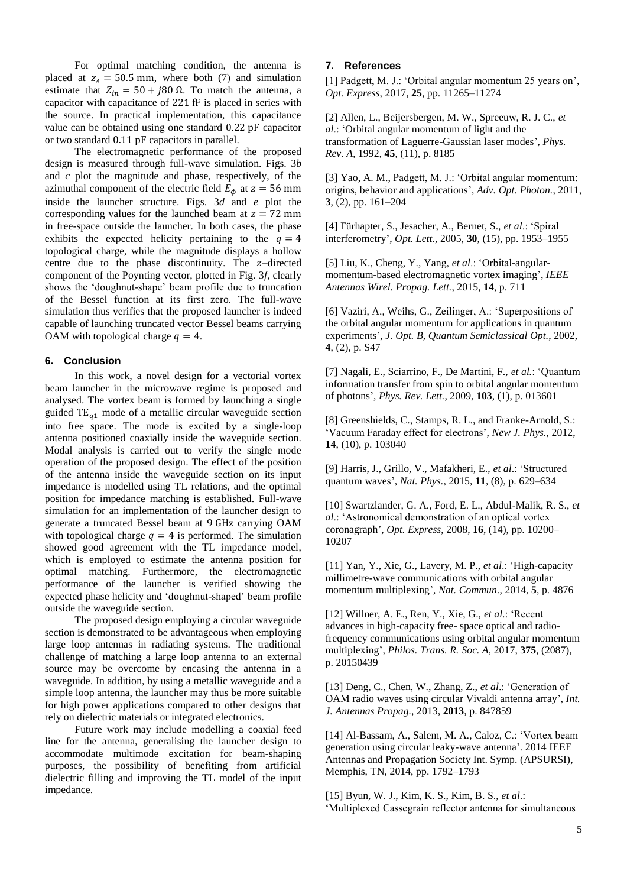For optimal matching condition, the antenna is placed at $z_A = 50.5$ mm, where both (7) and simulation estimate that $Z_{in} = 50 + j80\ \Omega$. To match the antenna, a capacitor with capacitance of 221 fF is placed in series with the source. In practical implementation, this capacitance value can be obtained using one standard 0.22 pF capacitor or two standard 0.11 pF capacitors in parallel.

The electromagnetic performance of the proposed design is measured through full-wave simulation. Figs. 3*b* and *c* plot the magnitude and phase, respectively, of the azimuthal component of the electric field $E_\phi$ at $z = 56$ mm inside the launcher structure. Figs. 3*d* and *e* plot the corresponding values for the launched beam at $z = 72$ mm in free-space outside the launcher. In both cases, the phase exhibits the expected helicity pertaining to the $q = 4$ topological charge, while the magnitude displays a hollow centre due to the phase discontinuity. The $z$–directed component of the Poynting vector, plotted in Fig. 3*f*, clearly shows the 'doughnut-shape' beam profile due to truncation of the Bessel function at its first zero. The full-wave simulation thus verifies that the proposed launcher is indeed capable of launching truncated vector Bessel beams carrying OAM with topological charge $q = 4$.

## 6. Conclusion

In this work, a novel design for a vectorial vortex beam launcher in the microwave regime is proposed and analysed. The vortex beam is formed by launching a single guided $\mathrm{TE}_{q1}$ mode of a metallic circular waveguide section into free space. The mode is excited by a single-loop antenna positioned coaxially inside the waveguide section. Modal analysis is carried out to verify the single mode operation of the proposed design. The effect of the position of the antenna inside the waveguide section on its input impedance is modelled using TL relations, and the optimal position for impedance matching is established. Full-wave simulation for an implementation of the launcher design to generate a truncated Bessel beam at 9 GHz carrying OAM with topological charge $q = 4$ is performed. The simulation showed good agreement with the TL impedance model, which is employed to estimate the antenna position for optimal matching. Furthermore, the electromagnetic performance of the launcher is verified showing the expected phase helicity and 'doughnut-shaped' beam profile outside the waveguide section.

The proposed design employing a circular waveguide section is demonstrated to be advantageous when employing large loop antennas in radiating systems. The traditional challenge of matching a large loop antenna to an external source may be overcome by encasing the antenna in a waveguide. In addition, by using a metallic waveguide and a simple loop antenna, the launcher may thus be more suitable for high power applications compared to other designs that rely on dielectric materials or integrated electronics.

Future work may include modelling a coaxial feed line for the antenna, generalising the launcher design to accommodate multimode excitation for beam-shaping purposes, the possibility of benefiting from artificial dielectric filling and improving the TL model of the input impedance.

## 7. References

[1] Padgett, M. J.: 'Orbital angular momentum 25 years on', *Opt. Express*, 2017, **25**, pp. 11265–11274

[2] Allen, L., Beijersbergen, M. W., Spreeuw, R. J. C., *et al*.: 'Orbital angular momentum of light and the transformation of Laguerre-Gaussian laser modes', *Phys. Rev. A*, 1992, **45**, (11), p. 8185

[3] Yao, A. M., Padgett, M. J.: 'Orbital angular momentum: origins, behavior and applications', *Adv. Opt. Photon.*, 2011, **3**, (2), pp. 161–204

[4] Fürhapter, S., Jesacher, A., Bernet, S., *et al*.: 'Spiral interferometry', *Opt. Lett.*, 2005, **30**, (15), pp. 1953–1955

[5] Liu, K., Cheng, Y., Yang, *et al*.: 'Orbital-angular-momentum-based electromagnetic vortex imaging', *IEEE Antennas Wirel. Propag. Lett.*, 2015, **14**, p. 711

[6] Vaziri, A., Weihs, G., Zeilinger, A.: 'Superpositions of the orbital angular momentum for applications in quantum experiments', *J. Opt. B, Quantum Semiclassical Opt.*, 2002, **4**, (2), p. S47

[7] Nagali, E., Sciarrino, F., De Martini, F., *et al.*: 'Quantum information transfer from spin to orbital angular momentum of photons', *Phys. Rev. Lett.*, 2009, **103**, (1), p. 013601

[8] Greenshields, C., Stamps, R. L., and Franke-Arnold, S.: 'Vacuum Faraday effect for electrons', *New J. Phys.*, 2012, **14**, (10), p. 103040

[9] Harris, J., Grillo, V., Mafakheri, E., *et al*.: 'Structured quantum waves', *Nat. Phys.*, 2015, **11**, (8), p. 629–634

[10] Swartzlander, G. A., Ford, E. L., Abdul-Malik, R. S., *et al*.: 'Astronomical demonstration of an optical vortex coronagraph', *Opt. Express*, 2008, **16**, (14), pp. 10200–10207

[11] Yan, Y., Xie, G., Lavery, M. P., *et al*.: 'High-capacity millimetre-wave communications with orbital angular momentum multiplexing', *Nat. Commun.*, 2014, **5**, p. 4876

[12] Willner, A. E., Ren, Y., Xie, G., *et al*.: 'Recent advances in high-capacity free- space optical and radio-frequency communications using orbital angular momentum multiplexing', *Philos. Trans. R. Soc. A*, 2017, **375**, (2087), p. 20150439

[13] Deng, C., Chen, W., Zhang, Z., *et al*.: 'Generation of OAM radio waves using circular Vivaldi antenna array', *Int. J. Antennas Propag.*, 2013, **2013**, p. 847859

[14] Al-Bassam, A., Salem, M. A., Caloz, C.: 'Vortex beam generation using circular leaky-wave antenna'. 2014 IEEE Antennas and Propagation Society Int. Symp. (APSURSI), Memphis, TN, 2014, pp. 1792–1793

[15] Byun, W. J., Kim, K. S., Kim, B. S., *et al*.: 'Multiplexed Cassegrain reflector antenna for simultaneous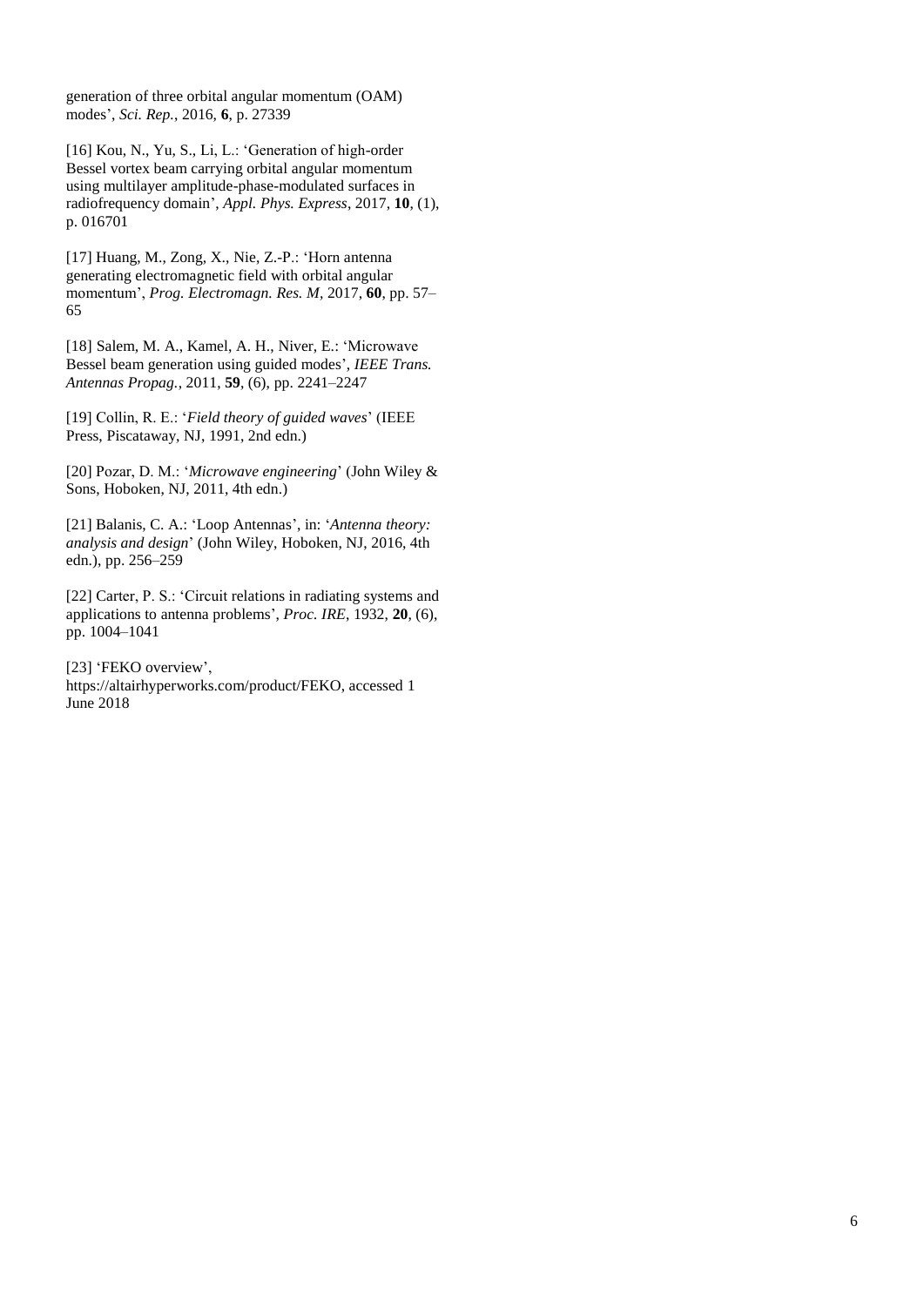generation of three orbital angular momentum (OAM) modes', *Sci. Rep.*, 2016, **6**, p. 27339

[16] Kou, N., Yu, S., Li, L.: 'Generation of high-order Bessel vortex beam carrying orbital angular momentum using multilayer amplitude-phase-modulated surfaces in radiofrequency domain', *Appl. Phys. Express*, 2017, **10**, (1), p. 016701

[17] Huang, M., Zong, X., Nie, Z.-P.: 'Horn antenna generating electromagnetic field with orbital angular momentum', *Prog. Electromagn. Res. M*, 2017, **60**, pp. 57–65

[18] Salem, M. A., Kamel, A. H., Niver, E.: 'Microwave Bessel beam generation using guided modes', *IEEE Trans. Antennas Propag.*, 2011, **59**, (6), pp. 2241–2247

[19] Collin, R. E.: '*Field theory of guided waves*' (IEEE Press, Piscataway, NJ, 1991, 2nd edn.)

[20] Pozar, D. M.: '*Microwave engineering*' (John Wiley & Sons, Hoboken, NJ, 2011, 4th edn.)

[21] Balanis, C. A.: 'Loop Antennas', in: '*Antenna theory: analysis and design*' (John Wiley, Hoboken, NJ, 2016, 4th edn.), pp. 256–259

[22] Carter, P. S.: 'Circuit relations in radiating systems and applications to antenna problems', *Proc. IRE*, 1932, **20**, (6), pp. 1004–1041

[23] 'FEKO overview', https://altairhyperworks.com/product/FEKO, accessed 1 June 2018